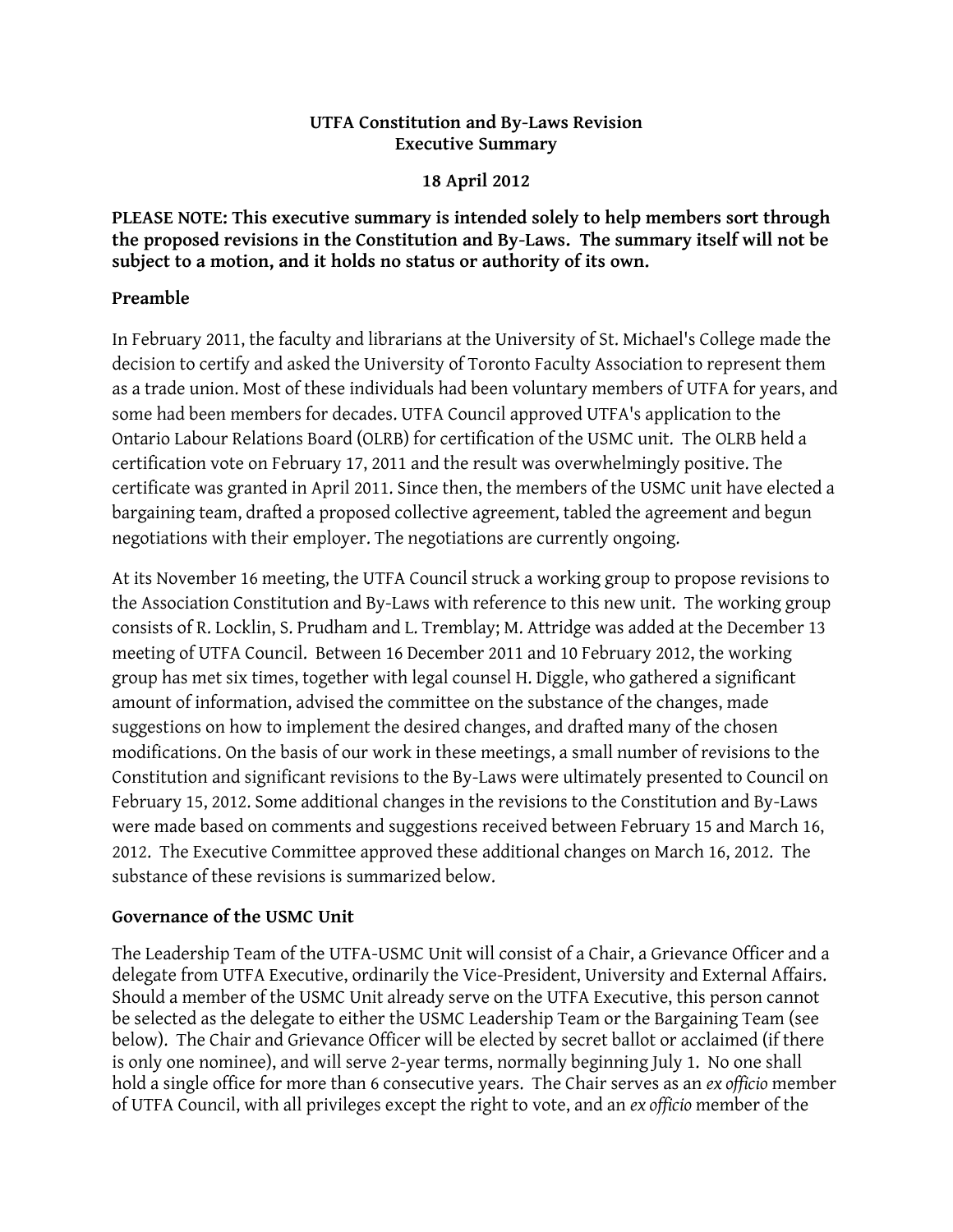**UTFA Constitution and By-Laws Revision**
**Executive Summary**

**18 April 2012**

**PLEASE NOTE: This executive summary is intended solely to help members sort through the proposed revisions in the Constitution and By-Laws. The summary itself will not be subject to a motion, and it holds no status or authority of its own.**

## Preamble

In February 2011, the faculty and librarians at the University of St. Michael's College made the decision to certify and asked the University of Toronto Faculty Association to represent them as a trade union. Most of these individuals had been voluntary members of UTFA for years, and some had been members for decades. UTFA Council approved UTFA's application to the Ontario Labour Relations Board (OLRB) for certification of the USMC unit. The OLRB held a certification vote on February 17, 2011 and the result was overwhelmingly positive. The certificate was granted in April 2011. Since then, the members of the USMC unit have elected a bargaining team, drafted a proposed collective agreement, tabled the agreement and begun negotiations with their employer. The negotiations are currently ongoing.

At its November 16 meeting, the UTFA Council struck a working group to propose revisions to the Association Constitution and By-Laws with reference to this new unit. The working group consists of R. Locklin, S. Prudham and L. Tremblay; M. Attridge was added at the December 13 meeting of UTFA Council. Between 16 December 2011 and 10 February 2012, the working group has met six times, together with legal counsel H. Diggle, who gathered a significant amount of information, advised the committee on the substance of the changes, made suggestions on how to implement the desired changes, and drafted many of the chosen modifications. On the basis of our work in these meetings, a small number of revisions to the Constitution and significant revisions to the By-Laws were ultimately presented to Council on February 15, 2012. Some additional changes in the revisions to the Constitution and By-Laws were made based on comments and suggestions received between February 15 and March 16, 2012. The Executive Committee approved these additional changes on March 16, 2012. The substance of these revisions is summarized below.

## Governance of the USMC Unit

The Leadership Team of the UTFA-USMC Unit will consist of a Chair, a Grievance Officer and a delegate from UTFA Executive, ordinarily the Vice-President, University and External Affairs. Should a member of the USMC Unit already serve on the UTFA Executive, this person cannot be selected as the delegate to either the USMC Leadership Team or the Bargaining Team (see below). The Chair and Grievance Officer will be elected by secret ballot or acclaimed (if there is only one nominee), and will serve 2-year terms, normally beginning July 1. No one shall hold a single office for more than 6 consecutive years. The Chair serves as an *ex officio* member of UTFA Council, with all privileges except the right to vote, and an *ex officio* member of the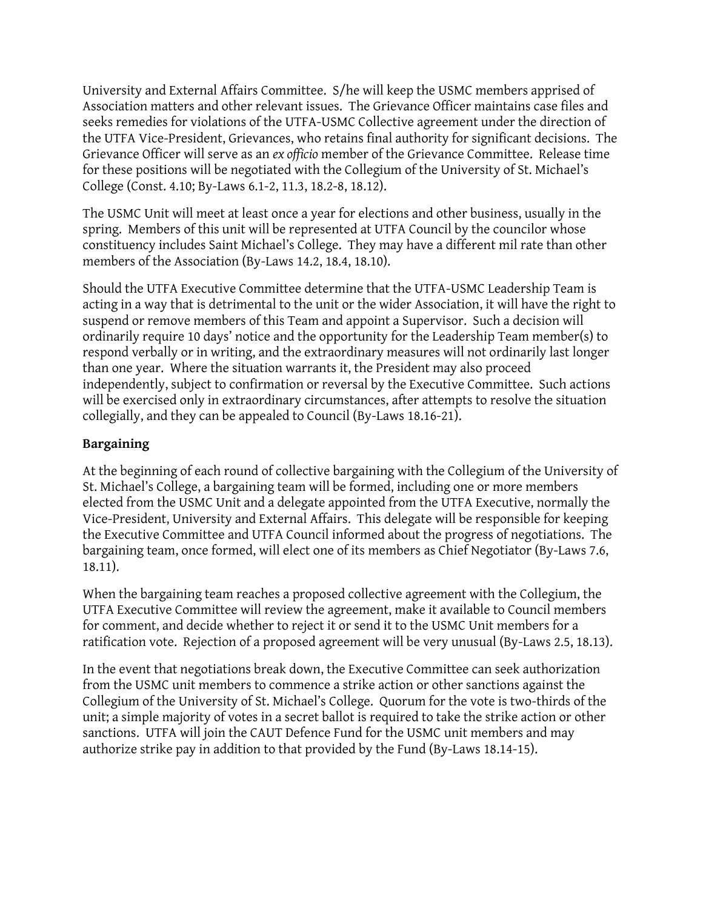University and External Affairs Committee. S/he will keep the USMC members apprised of Association matters and other relevant issues. The Grievance Officer maintains case files and seeks remedies for violations of the UTFA-USMC Collective agreement under the direction of the UTFA Vice-President, Grievances, who retains final authority for significant decisions. The Grievance Officer will serve as an *ex officio* member of the Grievance Committee. Release time for these positions will be negotiated with the Collegium of the University of St. Michael's College (Const. 4.10; By-Laws 6.1-2, 11.3, 18.2-8, 18.12).

The USMC Unit will meet at least once a year for elections and other business, usually in the spring. Members of this unit will be represented at UTFA Council by the councilor whose constituency includes Saint Michael's College. They may have a different mil rate than other members of the Association (By-Laws 14.2, 18.4, 18.10).

Should the UTFA Executive Committee determine that the UTFA-USMC Leadership Team is acting in a way that is detrimental to the unit or the wider Association, it will have the right to suspend or remove members of this Team and appoint a Supervisor. Such a decision will ordinarily require 10 days' notice and the opportunity for the Leadership Team member(s) to respond verbally or in writing, and the extraordinary measures will not ordinarily last longer than one year. Where the situation warrants it, the President may also proceed independently, subject to confirmation or reversal by the Executive Committee. Such actions will be exercised only in extraordinary circumstances, after attempts to resolve the situation collegially, and they can be appealed to Council (By-Laws 18.16-21).

**Bargaining**

At the beginning of each round of collective bargaining with the Collegium of the University of St. Michael's College, a bargaining team will be formed, including one or more members elected from the USMC Unit and a delegate appointed from the UTFA Executive, normally the Vice-President, University and External Affairs. This delegate will be responsible for keeping the Executive Committee and UTFA Council informed about the progress of negotiations. The bargaining team, once formed, will elect one of its members as Chief Negotiator (By-Laws 7.6, 18.11).

When the bargaining team reaches a proposed collective agreement with the Collegium, the UTFA Executive Committee will review the agreement, make it available to Council members for comment, and decide whether to reject it or send it to the USMC Unit members for a ratification vote. Rejection of a proposed agreement will be very unusual (By-Laws 2.5, 18.13).

In the event that negotiations break down, the Executive Committee can seek authorization from the USMC unit members to commence a strike action or other sanctions against the Collegium of the University of St. Michael's College. Quorum for the vote is two-thirds of the unit; a simple majority of votes in a secret ballot is required to take the strike action or other sanctions. UTFA will join the CAUT Defence Fund for the USMC unit members and may authorize strike pay in addition to that provided by the Fund (By-Laws 18.14-15).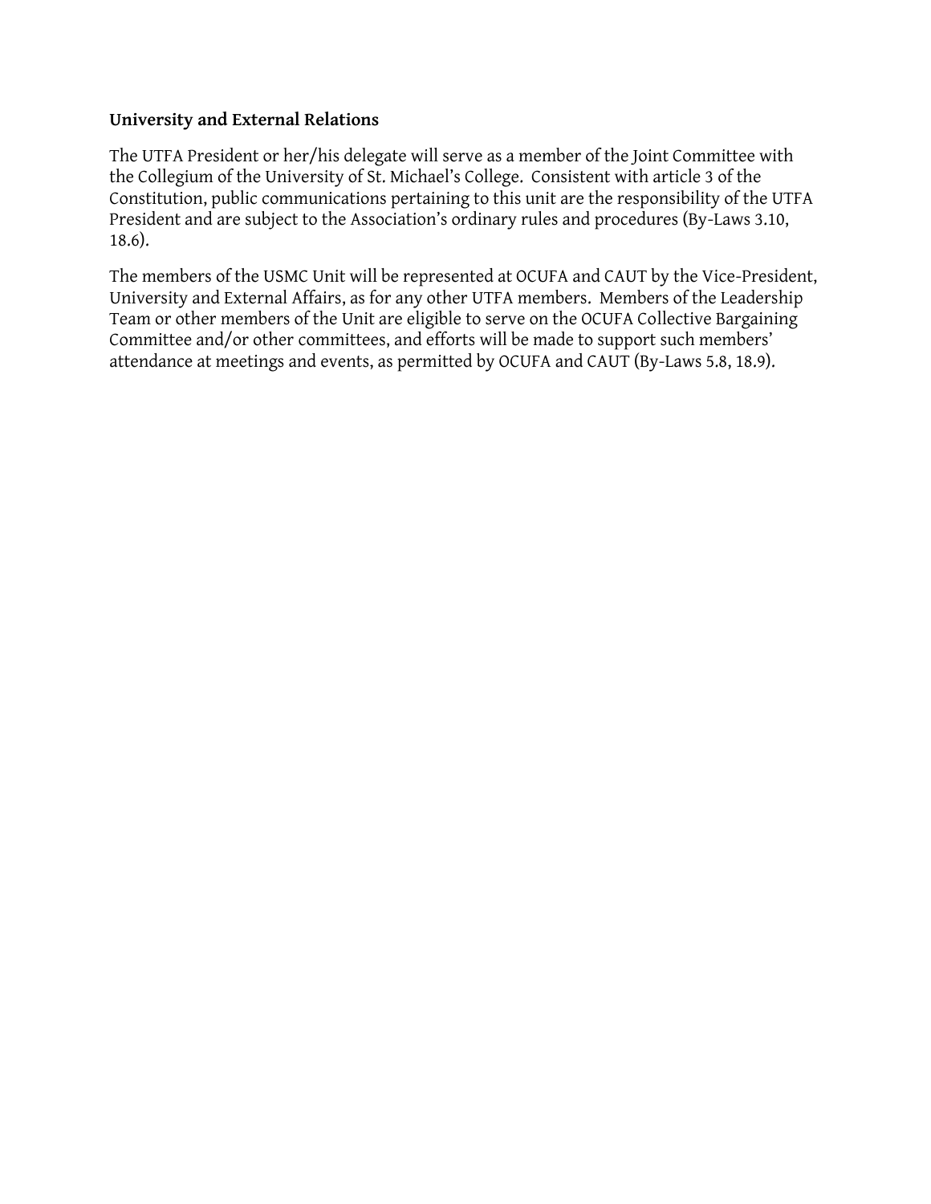**University and External Relations**

The UTFA President or her/his delegate will serve as a member of the Joint Committee with the Collegium of the University of St. Michael's College. Consistent with article 3 of the Constitution, public communications pertaining to this unit are the responsibility of the UTFA President and are subject to the Association's ordinary rules and procedures (By-Laws 3.10, 18.6).

The members of the USMC Unit will be represented at OCUFA and CAUT by the Vice-President, University and External Affairs, as for any other UTFA members. Members of the Leadership Team or other members of the Unit are eligible to serve on the OCUFA Collective Bargaining Committee and/or other committees, and efforts will be made to support such members' attendance at meetings and events, as permitted by OCUFA and CAUT (By-Laws 5.8, 18.9).